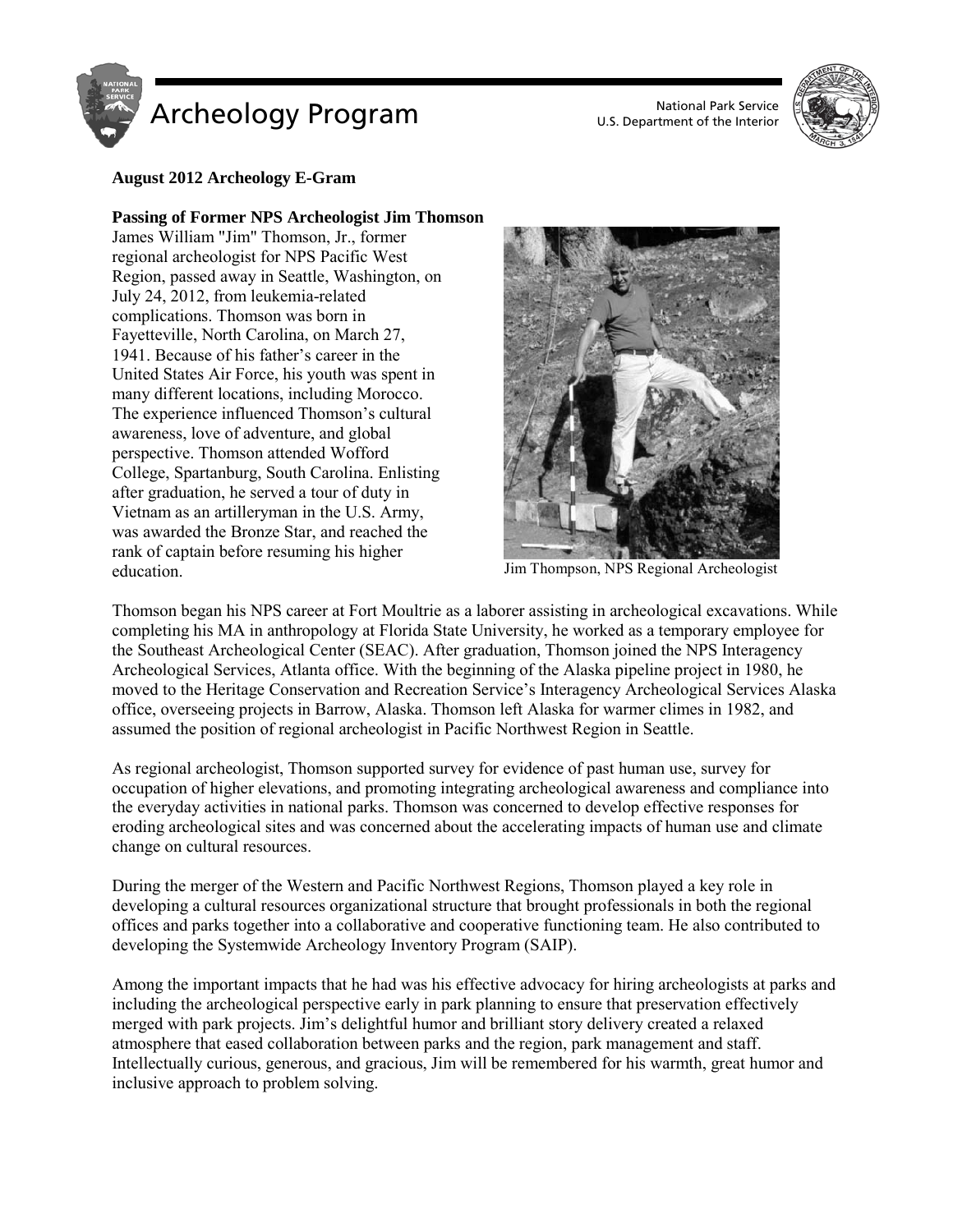# Archeology Program

National Park Service
U.S. Department of the Interior

**August 2012 Archeology E-Gram**

**Passing of Former NPS Archeologist Jim Thomson**

James William "Jim" Thomson, Jr., former regional archeologist for NPS Pacific West Region, passed away in Seattle, Washington, on July 24, 2012, from leukemia-related complications. Thomson was born in Fayetteville, North Carolina, on March 27, 1941. Because of his father's career in the United States Air Force, his youth was spent in many different locations, including Morocco. The experience influenced Thomson's cultural awareness, love of adventure, and global perspective. Thomson attended Wofford College, Spartanburg, South Carolina. Enlisting after graduation, he served a tour of duty in Vietnam as an artilleryman in the U.S. Army, was awarded the Bronze Star, and reached the rank of captain before resuming his higher education.

Jim Thompson, NPS Regional Archeologist

Thomson began his NPS career at Fort Moultrie as a laborer assisting in archeological excavations. While completing his MA in anthropology at Florida State University, he worked as a temporary employee for the Southeast Archeological Center (SEAC). After graduation, Thomson joined the NPS Interagency Archeological Services, Atlanta office. With the beginning of the Alaska pipeline project in 1980, he moved to the Heritage Conservation and Recreation Service's Interagency Archeological Services Alaska office, overseeing projects in Barrow, Alaska. Thomson left Alaska for warmer climes in 1982, and assumed the position of regional archeologist in Pacific Northwest Region in Seattle.

As regional archeologist, Thomson supported survey for evidence of past human use, survey for occupation of higher elevations, and promoting integrating archeological awareness and compliance into the everyday activities in national parks. Thomson was concerned to develop effective responses for eroding archeological sites and was concerned about the accelerating impacts of human use and climate change on cultural resources.

During the merger of the Western and Pacific Northwest Regions, Thomson played a key role in developing a cultural resources organizational structure that brought professionals in both the regional offices and parks together into a collaborative and cooperative functioning team. He also contributed to developing the Systemwide Archeology Inventory Program (SAIP).

Among the important impacts that he had was his effective advocacy for hiring archeologists at parks and including the archeological perspective early in park planning to ensure that preservation effectively merged with park projects. Jim's delightful humor and brilliant story delivery created a relaxed atmosphere that eased collaboration between parks and the region, park management and staff. Intellectually curious, generous, and gracious, Jim will be remembered for his warmth, great humor and inclusive approach to problem solving.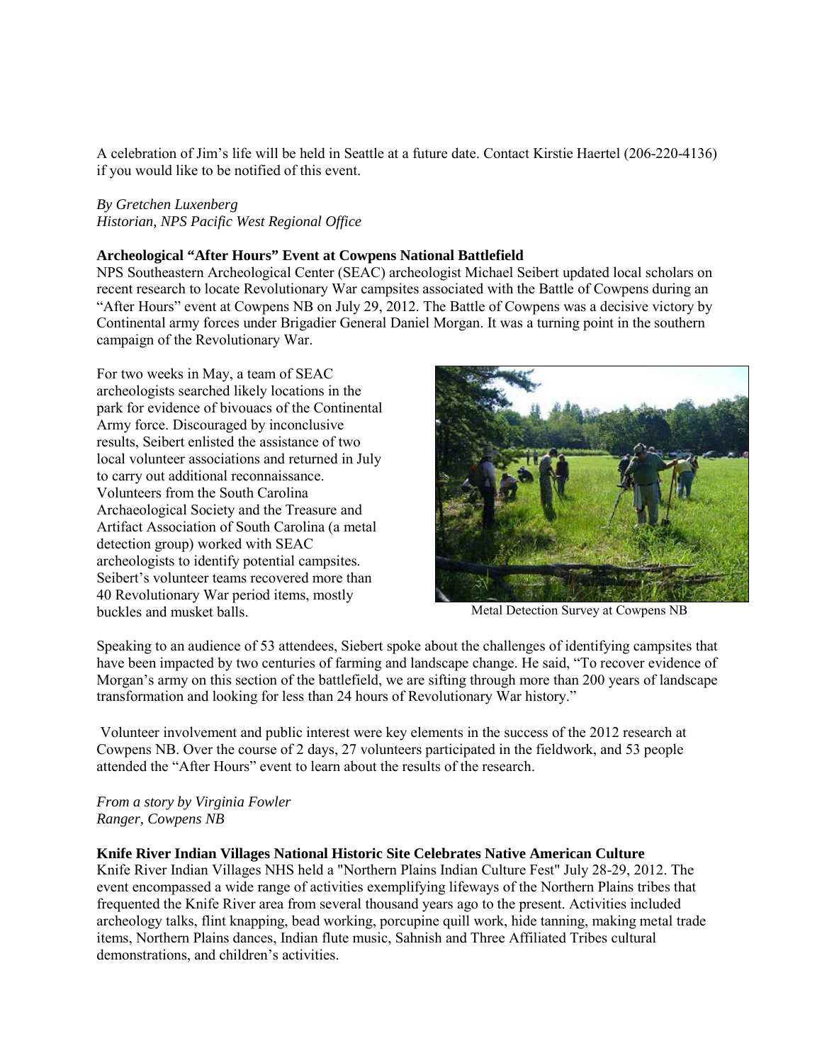A celebration of Jim's life will be held in Seattle at a future date. Contact Kirstie Haertel (206-220-4136) if you would like to be notified of this event.

*By Gretchen Luxenberg*
*Historian, NPS Pacific West Regional Office*

**Archeological "After Hours" Event at Cowpens National Battlefield**

NPS Southeastern Archeological Center (SEAC) archeologist Michael Seibert updated local scholars on recent research to locate Revolutionary War campsites associated with the Battle of Cowpens during an "After Hours" event at Cowpens NB on July 29, 2012. The Battle of Cowpens was a decisive victory by Continental army forces under Brigadier General Daniel Morgan. It was a turning point in the southern campaign of the Revolutionary War.

For two weeks in May, a team of SEAC archeologists searched likely locations in the park for evidence of bivouacs of the Continental Army force. Discouraged by inconclusive results, Seibert enlisted the assistance of two local volunteer associations and returned in July to carry out additional reconnaissance. Volunteers from the South Carolina Archaeological Society and the Treasure and Artifact Association of South Carolina (a metal detection group) worked with SEAC archeologists to identify potential campsites. Seibert's volunteer teams recovered more than 40 Revolutionary War period items, mostly buckles and musket balls.

Metal Detection Survey at Cowpens NB

Speaking to an audience of 53 attendees, Siebert spoke about the challenges of identifying campsites that have been impacted by two centuries of farming and landscape change. He said, "To recover evidence of Morgan's army on this section of the battlefield, we are sifting through more than 200 years of landscape transformation and looking for less than 24 hours of Revolutionary War history."

Volunteer involvement and public interest were key elements in the success of the 2012 research at Cowpens NB. Over the course of 2 days, 27 volunteers participated in the fieldwork, and 53 people attended the "After Hours" event to learn about the results of the research.

*From a story by Virginia Fowler*
*Ranger, Cowpens NB*

**Knife River Indian Villages National Historic Site Celebrates Native American Culture**

Knife River Indian Villages NHS held a "Northern Plains Indian Culture Fest" July 28-29, 2012. The event encompassed a wide range of activities exemplifying lifeways of the Northern Plains tribes that frequented the Knife River area from several thousand years ago to the present. Activities included archeology talks, flint knapping, bead working, porcupine quill work, hide tanning, making metal trade items, Northern Plains dances, Indian flute music, Sahnish and Three Affiliated Tribes cultural demonstrations, and children's activities.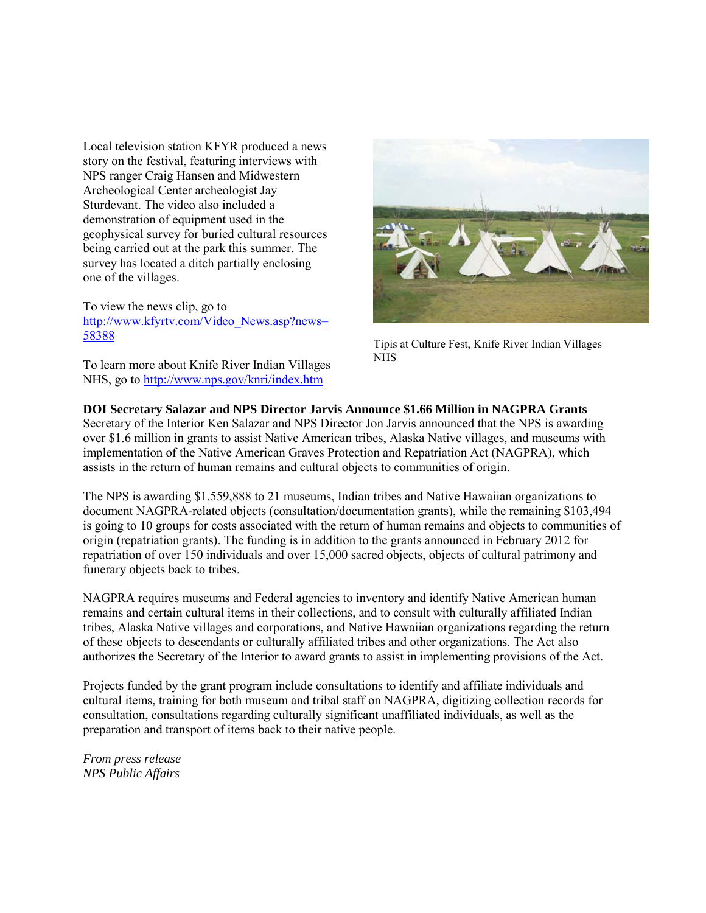Local television station KFYR produced a news story on the festival, featuring interviews with NPS ranger Craig Hansen and Midwestern Archeological Center archeologist Jay Sturdevant. The video also included a demonstration of equipment used in the geophysical survey for buried cultural resources being carried out at the park this summer. The survey has located a ditch partially enclosing one of the villages.

To view the news clip, go to [http://www.kfyrtv.com/Video_News.asp?news=58388](http://www.kfyrtv.com/Video_News.asp?news=58388)

To learn more about Knife River Indian Villages NHS, go to [http://www.nps.gov/knri/index.htm](http://www.nps.gov/knri/index.htm)

Tipis at Culture Fest, Knife River Indian Villages NHS

**DOI Secretary Salazar and NPS Director Jarvis Announce $1.66 Million in NAGPRA Grants**

Secretary of the Interior Ken Salazar and NPS Director Jon Jarvis announced that the NPS is awarding over $1.6 million in grants to assist Native American tribes, Alaska Native villages, and museums with implementation of the Native American Graves Protection and Repatriation Act (NAGPRA), which assists in the return of human remains and cultural objects to communities of origin.

The NPS is awarding $1,559,888 to 21 museums, Indian tribes and Native Hawaiian organizations to document NAGPRA-related objects (consultation/documentation grants), while the remaining $103,494 is going to 10 groups for costs associated with the return of human remains and objects to communities of origin (repatriation grants). The funding is in addition to the grants announced in February 2012 for repatriation of over 150 individuals and over 15,000 sacred objects, objects of cultural patrimony and funerary objects back to tribes.

NAGPRA requires museums and Federal agencies to inventory and identify Native American human remains and certain cultural items in their collections, and to consult with culturally affiliated Indian tribes, Alaska Native villages and corporations, and Native Hawaiian organizations regarding the return of these objects to descendants or culturally affiliated tribes and other organizations. The Act also authorizes the Secretary of the Interior to award grants to assist in implementing provisions of the Act.

Projects funded by the grant program include consultations to identify and affiliate individuals and cultural items, training for both museum and tribal staff on NAGPRA, digitizing collection records for consultation, consultations regarding culturally significant unaffiliated individuals, as well as the preparation and transport of items back to their native people.

*From press release*
*NPS Public Affairs*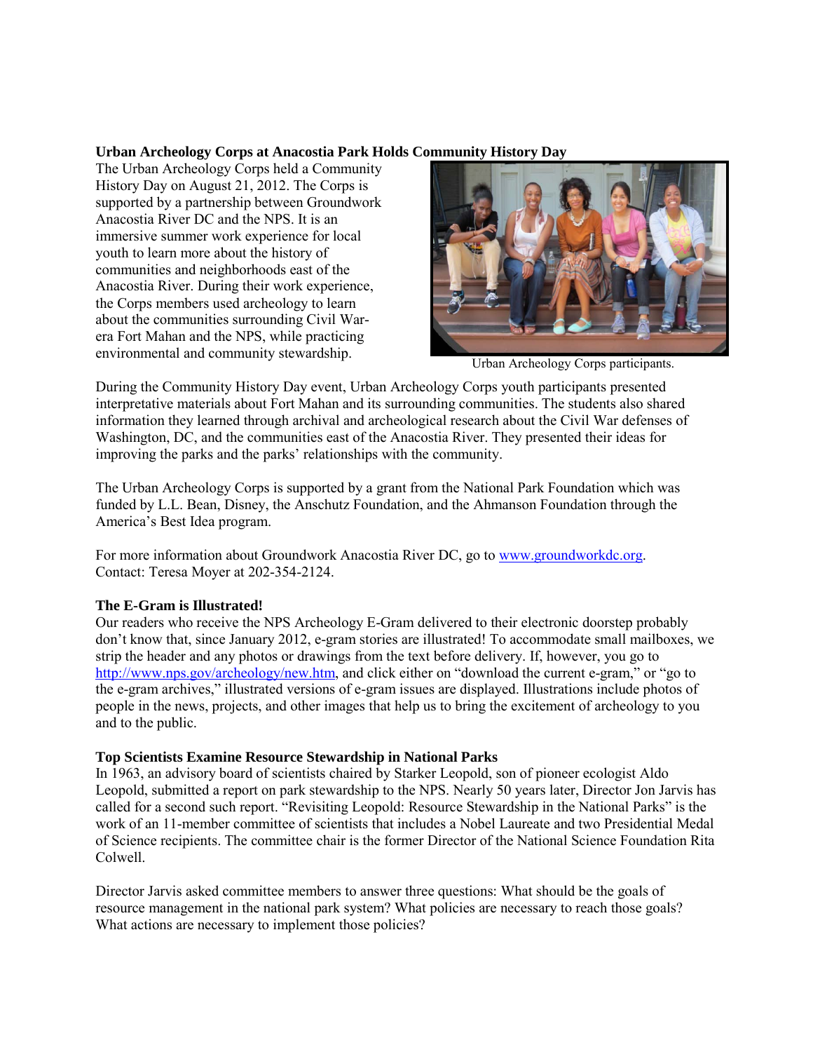**Urban Archeology Corps at Anacostia Park Holds Community History Day**

The Urban Archeology Corps held a Community History Day on August 21, 2012. The Corps is supported by a partnership between Groundwork Anacostia River DC and the NPS. It is an immersive summer work experience for local youth to learn more about the history of communities and neighborhoods east of the Anacostia River. During their work experience, the Corps members used archeology to learn about the communities surrounding Civil War-era Fort Mahan and the NPS, while practicing environmental and community stewardship.

Urban Archeology Corps participants.

During the Community History Day event, Urban Archeology Corps youth participants presented interpretative materials about Fort Mahan and its surrounding communities. The students also shared information they learned through archival and archeological research about the Civil War defenses of Washington, DC, and the communities east of the Anacostia River. They presented their ideas for improving the parks and the parks' relationships with the community.

The Urban Archeology Corps is supported by a grant from the National Park Foundation which was funded by L.L. Bean, Disney, the Anschutz Foundation, and the Ahmanson Foundation through the America's Best Idea program.

For more information about Groundwork Anacostia River DC, go to www.groundworkdc.org.
Contact: Teresa Moyer at 202-354-2124.

**The E-Gram is Illustrated!**

Our readers who receive the NPS Archeology E-Gram delivered to their electronic doorstep probably don't know that, since January 2012, e-gram stories are illustrated! To accommodate small mailboxes, we strip the header and any photos or drawings from the text before delivery. If, however, you go to http://www.nps.gov/archeology/new.htm, and click either on "download the current e-gram," or "go to the e-gram archives," illustrated versions of e-gram issues are displayed. Illustrations include photos of people in the news, projects, and other images that help us to bring the excitement of archeology to you and to the public.

**Top Scientists Examine Resource Stewardship in National Parks**

In 1963, an advisory board of scientists chaired by Starker Leopold, son of pioneer ecologist Aldo Leopold, submitted a report on park stewardship to the NPS. Nearly 50 years later, Director Jon Jarvis has called for a second such report. "Revisiting Leopold: Resource Stewardship in the National Parks" is the work of an 11-member committee of scientists that includes a Nobel Laureate and two Presidential Medal of Science recipients. The committee chair is the former Director of the National Science Foundation Rita Colwell.

Director Jarvis asked committee members to answer three questions: What should be the goals of resource management in the national park system? What policies are necessary to reach those goals? What actions are necessary to implement those policies?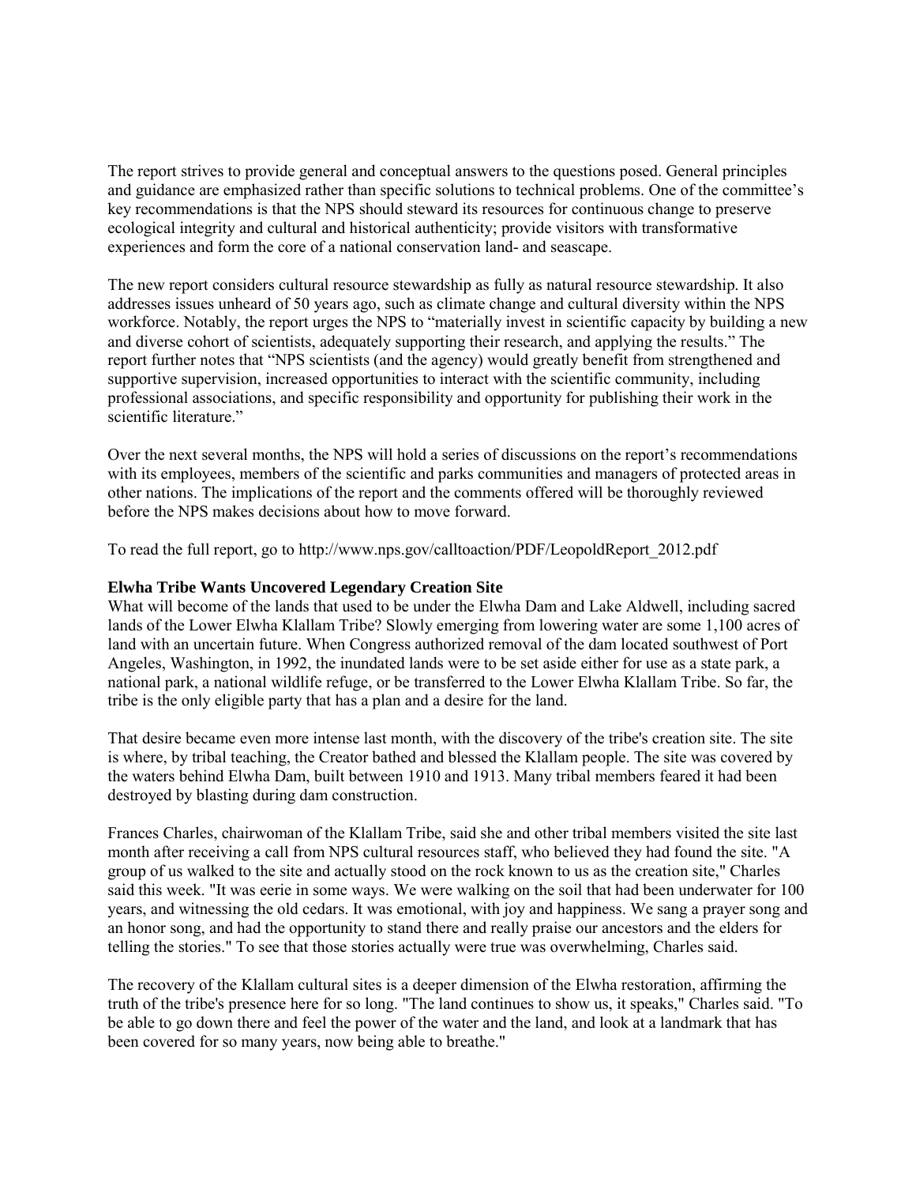The report strives to provide general and conceptual answers to the questions posed. General principles and guidance are emphasized rather than specific solutions to technical problems. One of the committee's key recommendations is that the NPS should steward its resources for continuous change to preserve ecological integrity and cultural and historical authenticity; provide visitors with transformative experiences and form the core of a national conservation land- and seascape.

The new report considers cultural resource stewardship as fully as natural resource stewardship. It also addresses issues unheard of 50 years ago, such as climate change and cultural diversity within the NPS workforce. Notably, the report urges the NPS to "materially invest in scientific capacity by building a new and diverse cohort of scientists, adequately supporting their research, and applying the results." The report further notes that "NPS scientists (and the agency) would greatly benefit from strengthened and supportive supervision, increased opportunities to interact with the scientific community, including professional associations, and specific responsibility and opportunity for publishing their work in the scientific literature."

Over the next several months, the NPS will hold a series of discussions on the report's recommendations with its employees, members of the scientific and parks communities and managers of protected areas in other nations. The implications of the report and the comments offered will be thoroughly reviewed before the NPS makes decisions about how to move forward.

To read the full report, go to http://www.nps.gov/calltoaction/PDF/LeopoldReport_2012.pdf

**Elwha Tribe Wants Uncovered Legendary Creation Site**

What will become of the lands that used to be under the Elwha Dam and Lake Aldwell, including sacred lands of the Lower Elwha Klallam Tribe? Slowly emerging from lowering water are some 1,100 acres of land with an uncertain future. When Congress authorized removal of the dam located southwest of Port Angeles, Washington, in 1992, the inundated lands were to be set aside either for use as a state park, a national park, a national wildlife refuge, or be transferred to the Lower Elwha Klallam Tribe. So far, the tribe is the only eligible party that has a plan and a desire for the land.

That desire became even more intense last month, with the discovery of the tribe's creation site. The site is where, by tribal teaching, the Creator bathed and blessed the Klallam people. The site was covered by the waters behind Elwha Dam, built between 1910 and 1913. Many tribal members feared it had been destroyed by blasting during dam construction.

Frances Charles, chairwoman of the Klallam Tribe, said she and other tribal members visited the site last month after receiving a call from NPS cultural resources staff, who believed they had found the site. "A group of us walked to the site and actually stood on the rock known to us as the creation site," Charles said this week. "It was eerie in some ways. We were walking on the soil that had been underwater for 100 years, and witnessing the old cedars. It was emotional, with joy and happiness. We sang a prayer song and an honor song, and had the opportunity to stand there and really praise our ancestors and the elders for telling the stories." To see that those stories actually were true was overwhelming, Charles said.

The recovery of the Klallam cultural sites is a deeper dimension of the Elwha restoration, affirming the truth of the tribe's presence here for so long. "The land continues to show us, it speaks," Charles said. "To be able to go down there and feel the power of the water and the land, and look at a landmark that has been covered for so many years, now being able to breathe."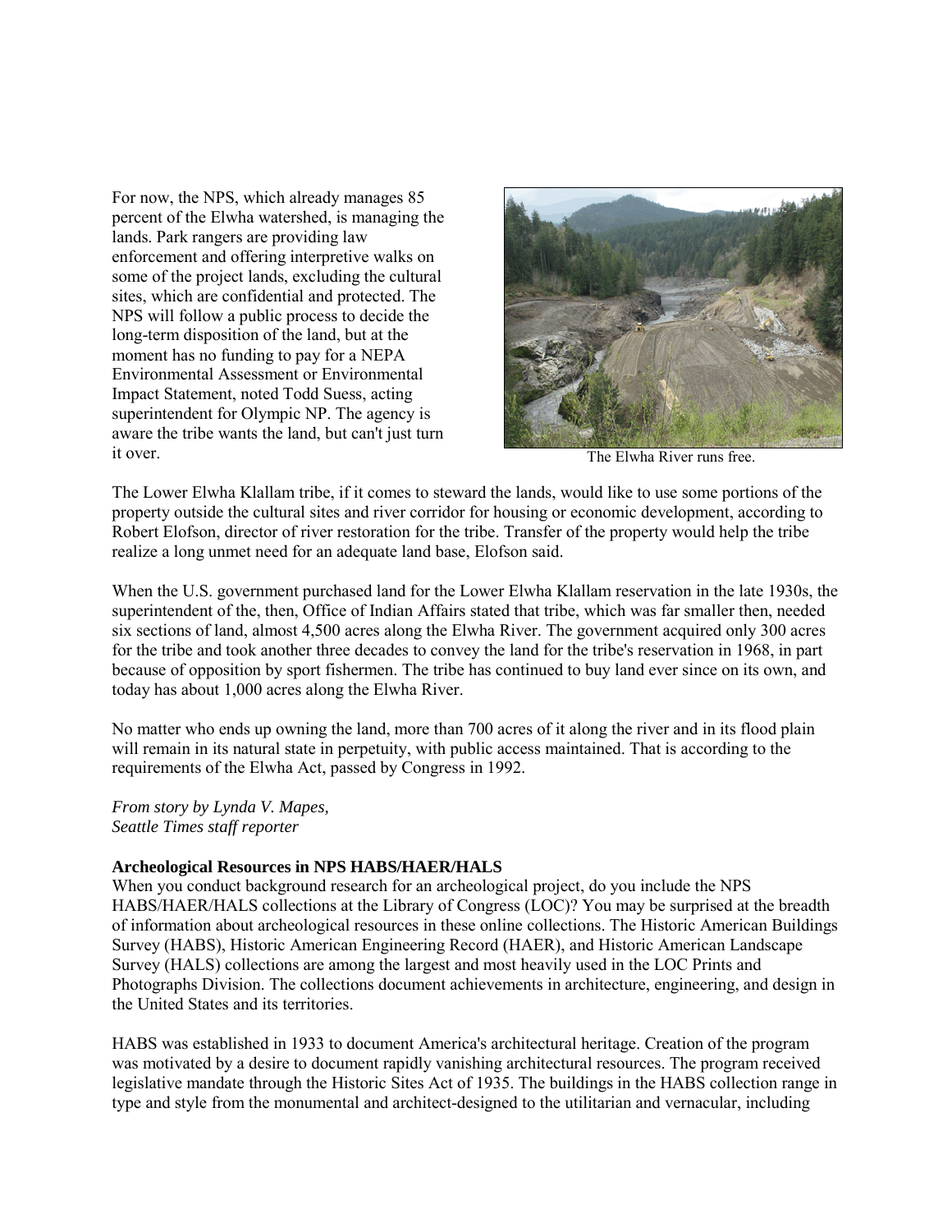For now, the NPS, which already manages 85 percent of the Elwha watershed, is managing the lands. Park rangers are providing law enforcement and offering interpretive walks on some of the project lands, excluding the cultural sites, which are confidential and protected. The NPS will follow a public process to decide the long-term disposition of the land, but at the moment has no funding to pay for a NEPA Environmental Assessment or Environmental Impact Statement, noted Todd Suess, acting superintendent for Olympic NP. The agency is aware the tribe wants the land, but can't just turn it over.

The Elwha River runs free.

The Lower Elwha Klallam tribe, if it comes to steward the lands, would like to use some portions of the property outside the cultural sites and river corridor for housing or economic development, according to Robert Elofson, director of river restoration for the tribe. Transfer of the property would help the tribe realize a long unmet need for an adequate land base, Elofson said.

When the U.S. government purchased land for the Lower Elwha Klallam reservation in the late 1930s, the superintendent of the, then, Office of Indian Affairs stated that tribe, which was far smaller then, needed six sections of land, almost 4,500 acres along the Elwha River. The government acquired only 300 acres for the tribe and took another three decades to convey the land for the tribe's reservation in 1968, in part because of opposition by sport fishermen. The tribe has continued to buy land ever since on its own, and today has about 1,000 acres along the Elwha River.

No matter who ends up owning the land, more than 700 acres of it along the river and in its flood plain will remain in its natural state in perpetuity, with public access maintained. That is according to the requirements of the Elwha Act, passed by Congress in 1992.

*From story by Lynda V. Mapes,*
*Seattle Times staff reporter*

**Archeological Resources in NPS HABS/HAER/HALS**

When you conduct background research for an archeological project, do you include the NPS HABS/HAER/HALS collections at the Library of Congress (LOC)? You may be surprised at the breadth of information about archeological resources in these online collections. The Historic American Buildings Survey (HABS), Historic American Engineering Record (HAER), and Historic American Landscape Survey (HALS) collections are among the largest and most heavily used in the LOC Prints and Photographs Division. The collections document achievements in architecture, engineering, and design in the United States and its territories.

HABS was established in 1933 to document America's architectural heritage. Creation of the program was motivated by a desire to document rapidly vanishing architectural resources. The program received legislative mandate through the Historic Sites Act of 1935. The buildings in the HABS collection range in type and style from the monumental and architect-designed to the utilitarian and vernacular, including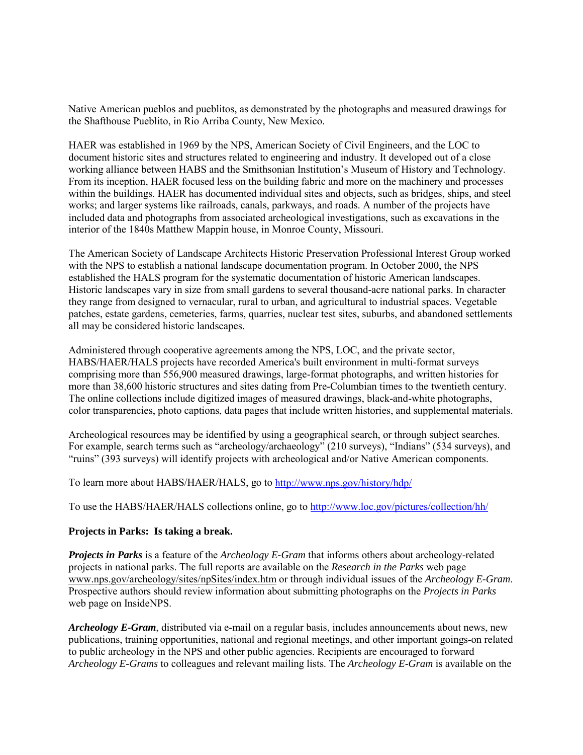Native American pueblos and pueblitos, as demonstrated by the photographs and measured drawings for the Shafthouse Pueblito, in Rio Arriba County, New Mexico.

HAER was established in 1969 by the NPS, American Society of Civil Engineers, and the LOC to document historic sites and structures related to engineering and industry. It developed out of a close working alliance between HABS and the Smithsonian Institution's Museum of History and Technology. From its inception, HAER focused less on the building fabric and more on the machinery and processes within the buildings. HAER has documented individual sites and objects, such as bridges, ships, and steel works; and larger systems like railroads, canals, parkways, and roads. A number of the projects have included data and photographs from associated archeological investigations, such as excavations in the interior of the 1840s Matthew Mappin house, in Monroe County, Missouri.

The American Society of Landscape Architects Historic Preservation Professional Interest Group worked with the NPS to establish a national landscape documentation program. In October 2000, the NPS established the HALS program for the systematic documentation of historic American landscapes. Historic landscapes vary in size from small gardens to several thousand-acre national parks. In character they range from designed to vernacular, rural to urban, and agricultural to industrial spaces. Vegetable patches, estate gardens, cemeteries, farms, quarries, nuclear test sites, suburbs, and abandoned settlements all may be considered historic landscapes.

Administered through cooperative agreements among the NPS, LOC, and the private sector, HABS/HAER/HALS projects have recorded America's built environment in multi-format surveys comprising more than 556,900 measured drawings, large-format photographs, and written histories for more than 38,600 historic structures and sites dating from Pre-Columbian times to the twentieth century. The online collections include digitized images of measured drawings, black-and-white photographs, color transparencies, photo captions, data pages that include written histories, and supplemental materials.

Archeological resources may be identified by using a geographical search, or through subject searches. For example, search terms such as "archeology/archaeology" (210 surveys), "Indians" (534 surveys), and "ruins" (393 surveys) will identify projects with archeological and/or Native American components.

To learn more about HABS/HAER/HALS, go to http://www.nps.gov/history/hdp/

To use the HABS/HAER/HALS collections online, go to http://www.loc.gov/pictures/collection/hh/

**Projects in Parks: Is taking a break.**

***Projects in Parks*** is a feature of the *Archeology E-Gram* that informs others about archeology-related projects in national parks. The full reports are available on the *Research in the Parks* web page www.nps.gov/archeology/sites/npSites/index.htm or through individual issues of the *Archeology E-Gram*. Prospective authors should review information about submitting photographs on the *Projects in Parks* web page on InsideNPS.

***Archeology E-Gram***, distributed via e-mail on a regular basis, includes announcements about news, new publications, training opportunities, national and regional meetings, and other important goings-on related to public archeology in the NPS and other public agencies. Recipients are encouraged to forward *Archeology E-Grams* to colleagues and relevant mailing lists. The *Archeology E-Gram* is available on the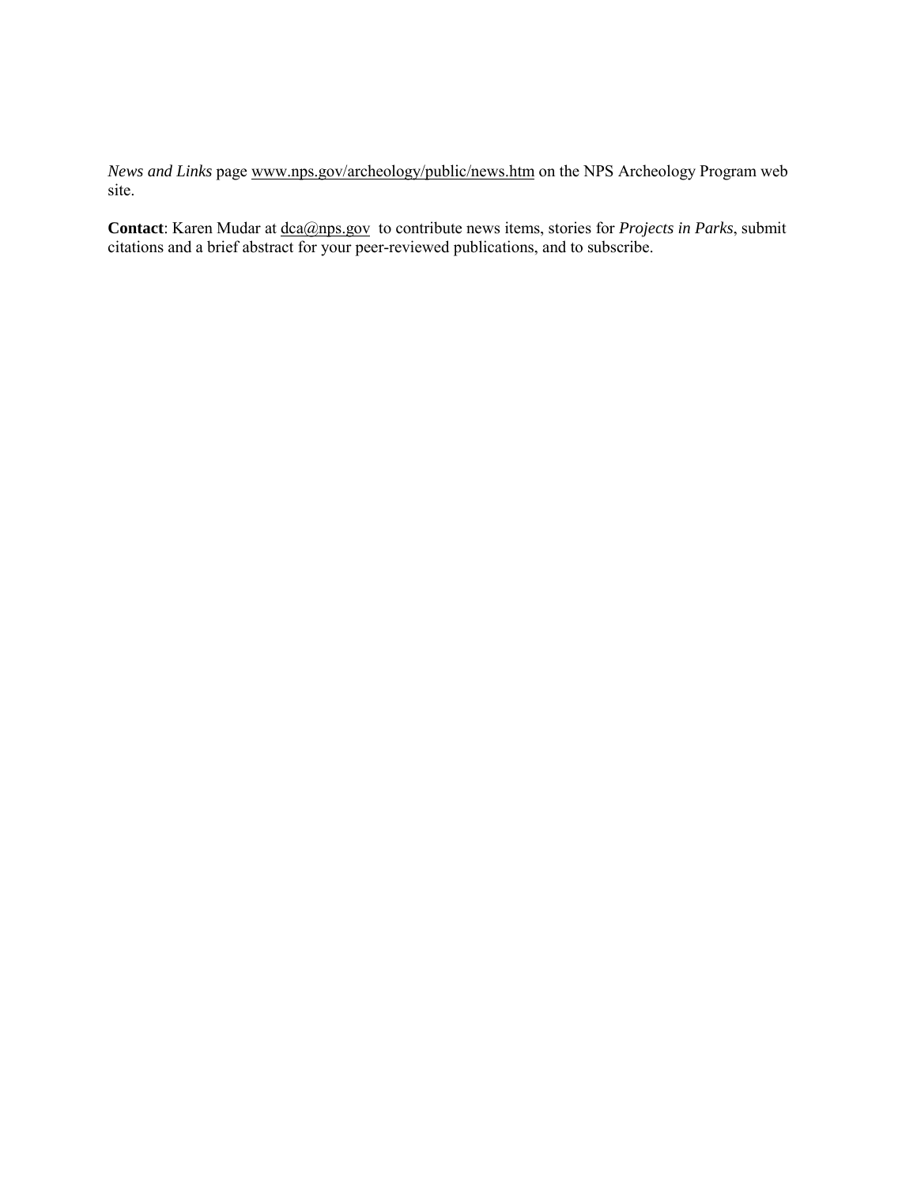*News and Links* page www.nps.gov/archeology/public/news.htm on the NPS Archeology Program web site.

**Contact**: Karen Mudar at dca@nps.gov to contribute news items, stories for *Projects in Parks*, submit citations and a brief abstract for your peer-reviewed publications, and to subscribe.